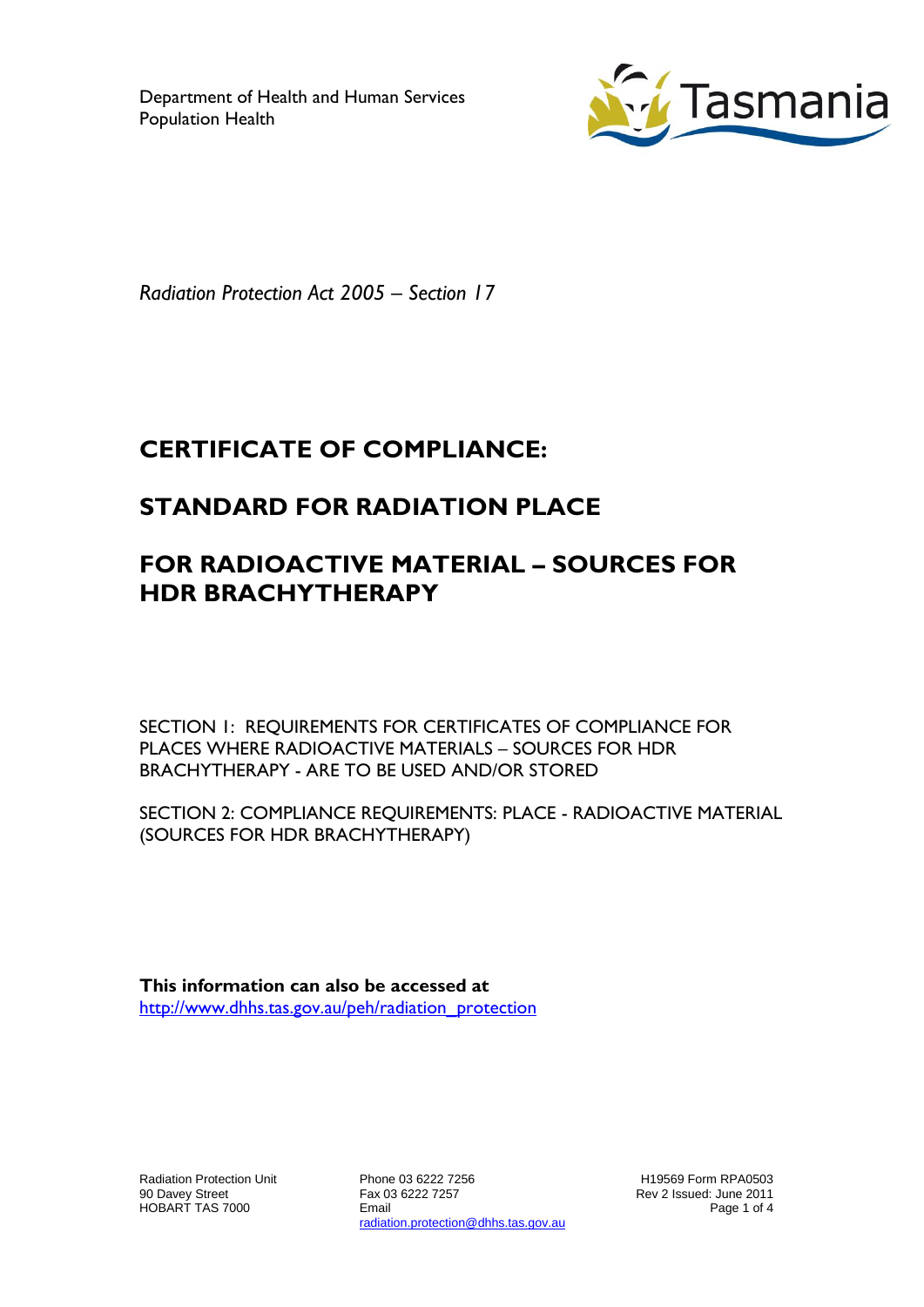Department of Health and Human Services
Population Health

Tasmania

*Radiation Protection Act 2005 – Section 17*

# CERTIFICATE OF COMPLIANCE:

# STANDARD FOR RADIATION PLACE

# FOR RADIOACTIVE MATERIAL – SOURCES FOR HDR BRACHYTHERAPY

SECTION 1: REQUIREMENTS FOR CERTIFICATES OF COMPLIANCE FOR PLACES WHERE RADIOACTIVE MATERIALS – SOURCES FOR HDR BRACHYTHERAPY - ARE TO BE USED AND/OR STORED

SECTION 2: COMPLIANCE REQUIREMENTS: PLACE - RADIOACTIVE MATERIAL (SOURCES FOR HDR BRACHYTHERAPY)

**This information can also be accessed at**
http://www.dhhs.tas.gov.au/peh/radiation_protection

Radiation Protection Unit
90 Davey Street
HOBART TAS 7000

Phone 03 6222 7256
Fax 03 6222 7257
Email
radiation.protection@dhhs.tas.gov.au

H19569 Form RPA0503
Rev 2 Issued: June 2011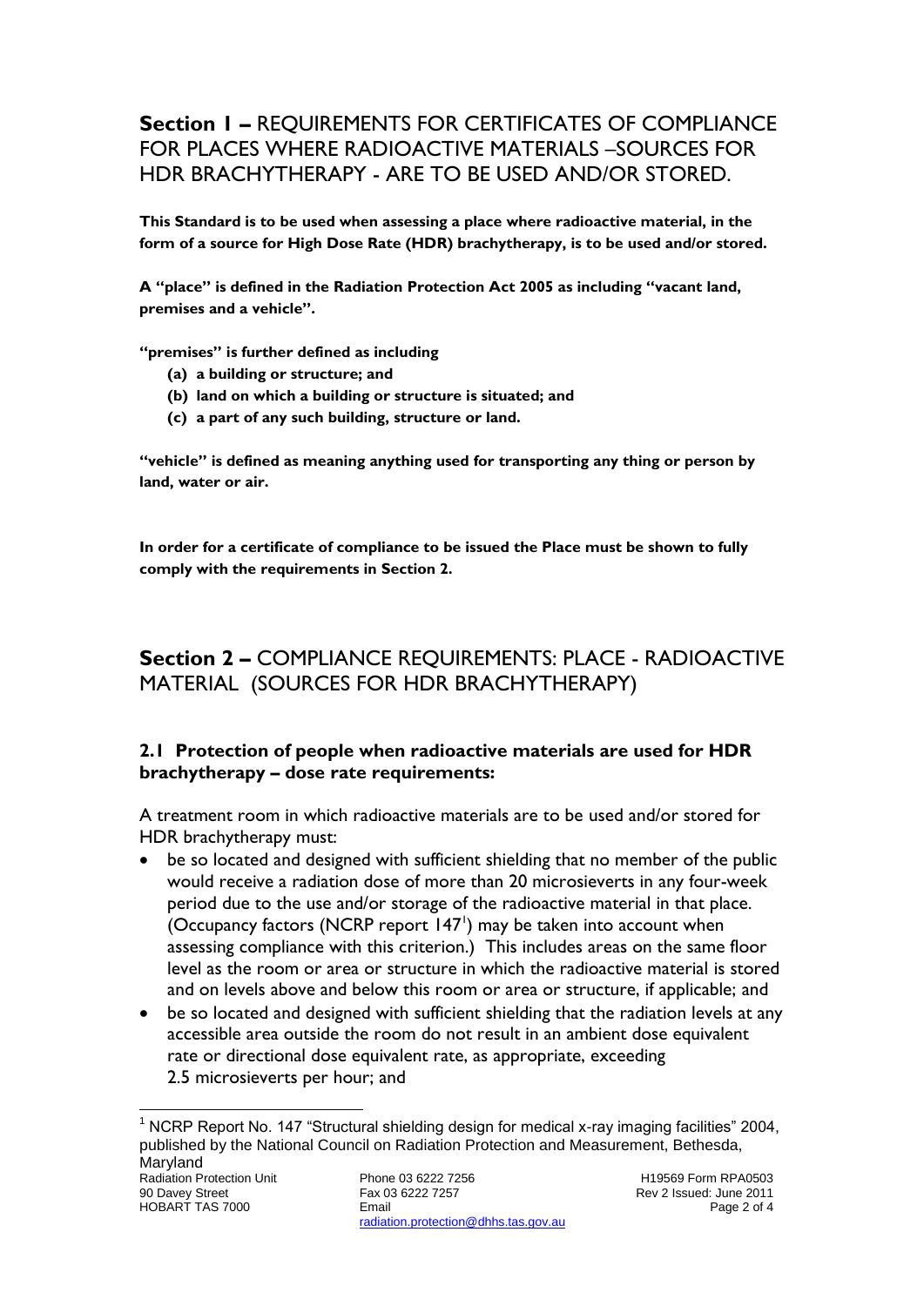## **Section 1 –** REQUIREMENTS FOR CERTIFICATES OF COMPLIANCE FOR PLACES WHERE RADIOACTIVE MATERIALS –SOURCES FOR HDR BRACHYTHERAPY - ARE TO BE USED AND/OR STORED.

**This Standard is to be used when assessing a place where radioactive material, in the form of a source for High Dose Rate (HDR) brachytherapy, is to be used and/or stored.**

**A "place" is defined in the Radiation Protection Act 2005 as including "vacant land, premises and a vehicle".**

**"premises" is further defined as including**

- **(a) a building or structure; and**
- **(b) land on which a building or structure is situated; and**
- **(c) a part of any such building, structure or land.**

**"vehicle" is defined as meaning anything used for transporting any thing or person by land, water or air.**

**In order for a certificate of compliance to be issued the Place must be shown to fully comply with the requirements in Section 2.**

## **Section 2 –** COMPLIANCE REQUIREMENTS: PLACE - RADIOACTIVE MATERIAL (SOURCES FOR HDR BRACHYTHERAPY)

### **2.1 Protection of people when radioactive materials are used for HDR brachytherapy – dose rate requirements:**

A treatment room in which radioactive materials are to be used and/or stored for HDR brachytherapy must:

- be so located and designed with sufficient shielding that no member of the public would receive a radiation dose of more than 20 microsieverts in any four-week period due to the use and/or storage of the radioactive material in that place. (Occupancy factors (NCRP report 147[1]) may be taken into account when assessing compliance with this criterion.) This includes areas on the same floor level as the room or area or structure in which the radioactive material is stored and on levels above and below this room or area or structure, if applicable; and
- be so located and designed with sufficient shielding that the radiation levels at any accessible area outside the room do not result in an ambient dose equivalent rate or directional dose equivalent rate, as appropriate, exceeding 2.5 microsieverts per hour; and

[1] NCRP Report No. 147 "Structural shielding design for medical x-ray imaging facilities" 2004, published by the National Council on Radiation Protection and Measurement, Bethesda, Maryland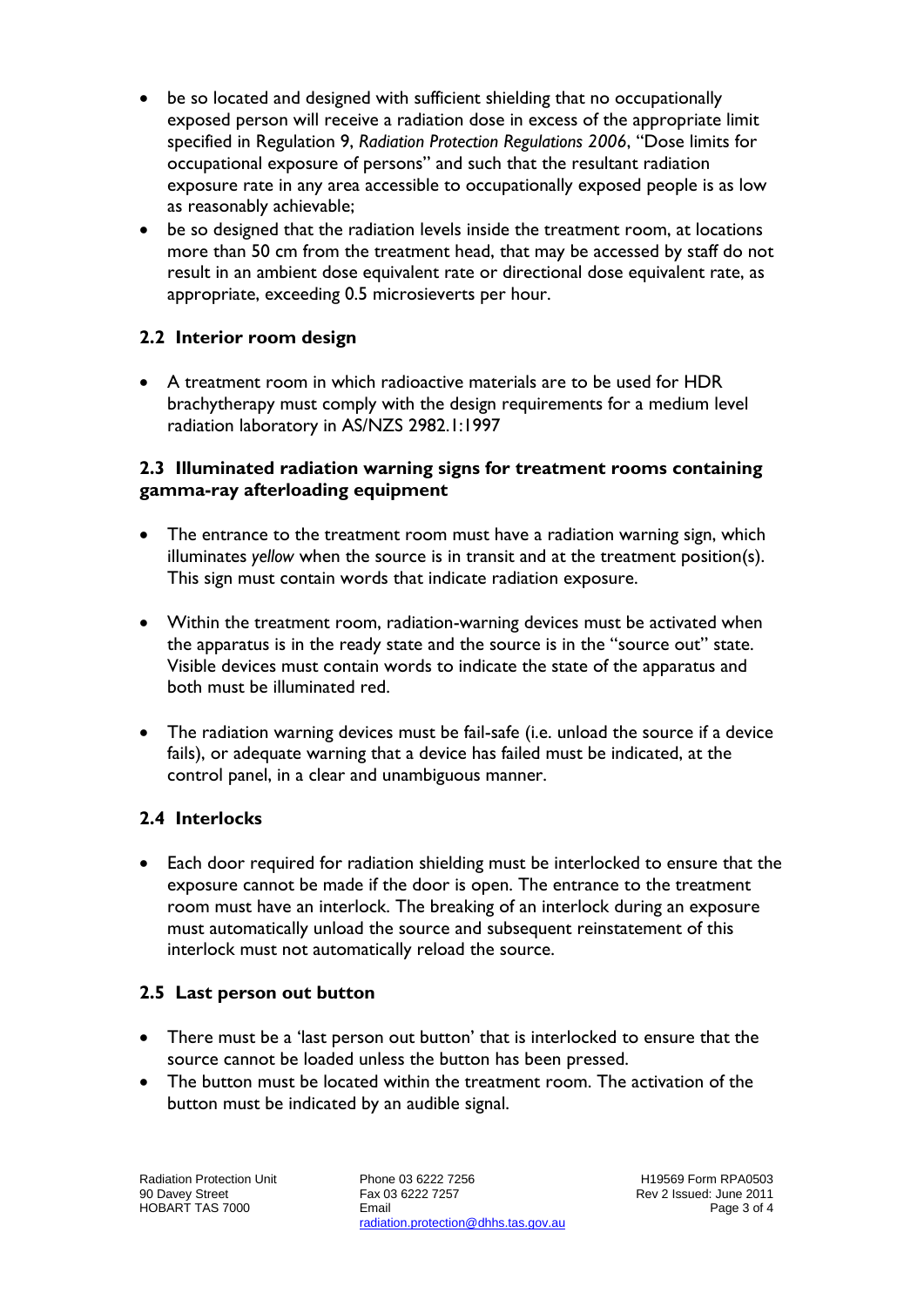- be so located and designed with sufficient shielding that no occupationally exposed person will receive a radiation dose in excess of the appropriate limit specified in Regulation 9, *Radiation Protection Regulations 2006*, "Dose limits for occupational exposure of persons" and such that the resultant radiation exposure rate in any area accessible to occupationally exposed people is as low as reasonably achievable;
- be so designed that the radiation levels inside the treatment room, at locations more than 50 cm from the treatment head, that may be accessed by staff do not result in an ambient dose equivalent rate or directional dose equivalent rate, as appropriate, exceeding 0.5 microsieverts per hour.

## 2.2 Interior room design

- A treatment room in which radioactive materials are to be used for HDR brachytherapy must comply with the design requirements for a medium level radiation laboratory in AS/NZS 2982.1:1997

## 2.3 Illuminated radiation warning signs for treatment rooms containing gamma-ray afterloading equipment

- The entrance to the treatment room must have a radiation warning sign, which illuminates *yellow* when the source is in transit and at the treatment position(s). This sign must contain words that indicate radiation exposure.

- Within the treatment room, radiation-warning devices must be activated when the apparatus is in the ready state and the source is in the "source out" state. Visible devices must contain words to indicate the state of the apparatus and both must be illuminated red.

- The radiation warning devices must be fail-safe (i.e. unload the source if a device fails), or adequate warning that a device has failed must be indicated, at the control panel, in a clear and unambiguous manner.

## 2.4 Interlocks

- Each door required for radiation shielding must be interlocked to ensure that the exposure cannot be made if the door is open. The entrance to the treatment room must have an interlock. The breaking of an interlock during an exposure must automatically unload the source and subsequent reinstatement of this interlock must not automatically reload the source.

## 2.5 Last person out button

- There must be a 'last person out button' that is interlocked to ensure that the source cannot be loaded unless the button has been pressed.
- The button must be located within the treatment room. The activation of the button must be indicated by an audible signal.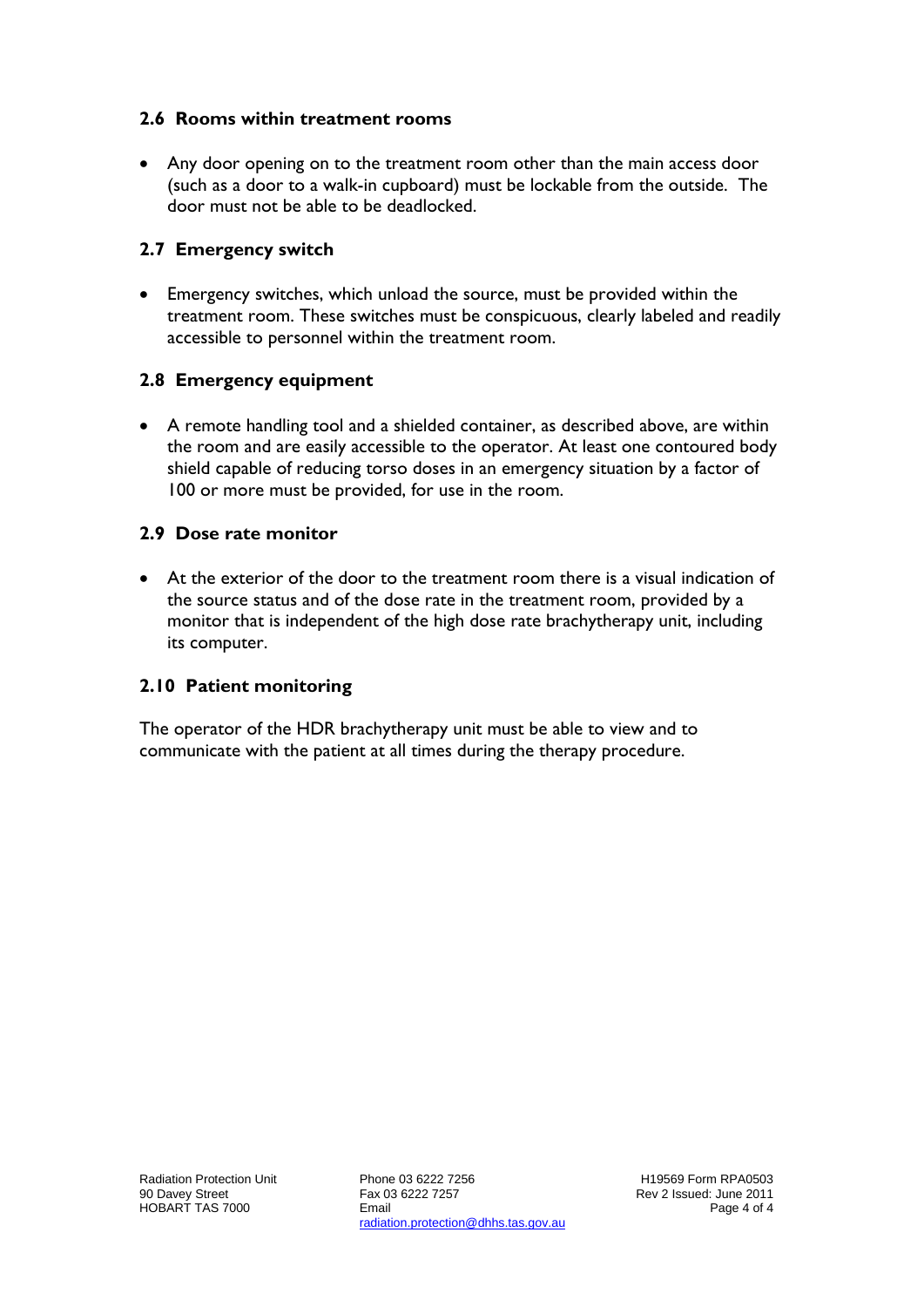### 2.6 Rooms within treatment rooms

- Any door opening on to the treatment room other than the main access door (such as a door to a walk-in cupboard) must be lockable from the outside. The door must not be able to be deadlocked.

### 2.7 Emergency switch

- Emergency switches, which unload the source, must be provided within the treatment room. These switches must be conspicuous, clearly labeled and readily accessible to personnel within the treatment room.

### 2.8 Emergency equipment

- A remote handling tool and a shielded container, as described above, are within the room and are easily accessible to the operator. At least one contoured body shield capable of reducing torso doses in an emergency situation by a factor of 100 or more must be provided, for use in the room.

### 2.9 Dose rate monitor

- At the exterior of the door to the treatment room there is a visual indication of the source status and of the dose rate in the treatment room, provided by a monitor that is independent of the high dose rate brachytherapy unit, including its computer.

### 2.10 Patient monitoring

The operator of the HDR brachytherapy unit must be able to view and to communicate with the patient at all times during the therapy procedure.